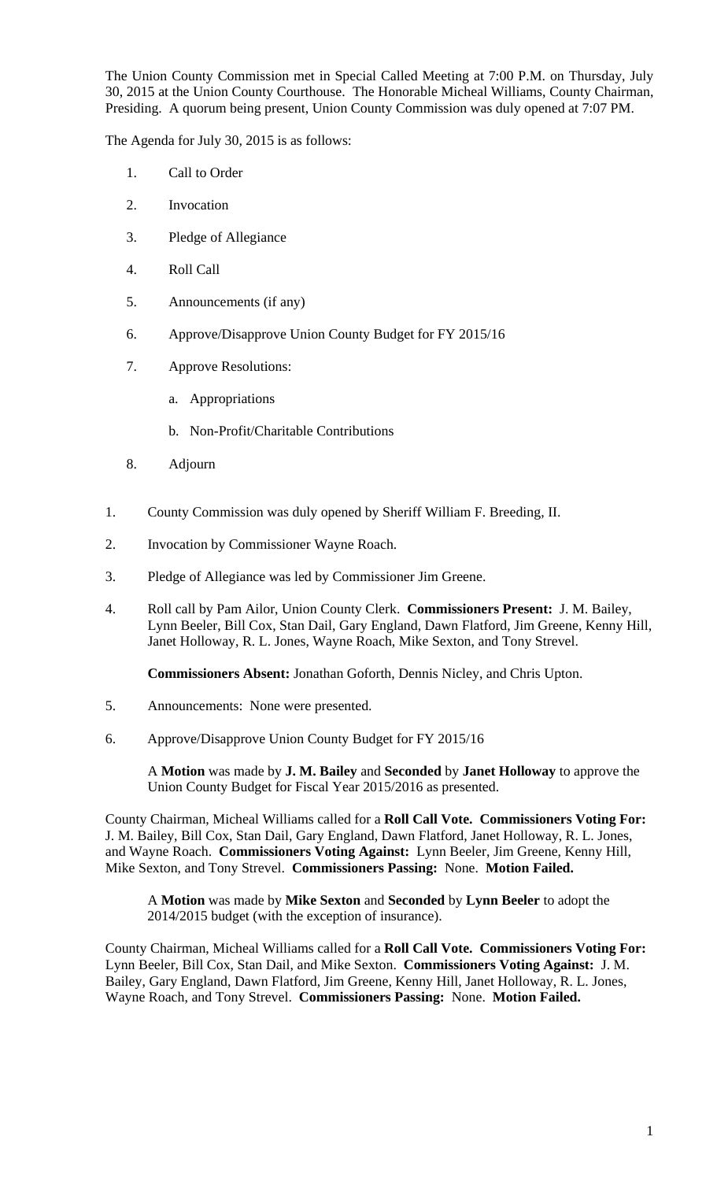The Union County Commission met in Special Called Meeting at 7:00 P.M. on Thursday, July 30, 2015 at the Union County Courthouse. The Honorable Micheal Williams, County Chairman, Presiding. A quorum being present, Union County Commission was duly opened at 7:07 PM.

The Agenda for July 30, 2015 is as follows:

1. Call to Order
2. Invocation
3. Pledge of Allegiance
4. Roll Call
5. Announcements (if any)
6. Approve/Disapprove Union County Budget for FY 2015/16
7. Approve Resolutions:
   a. Appropriations
   b. Non-Profit/Charitable Contributions
8. Adjourn

1. County Commission was duly opened by Sheriff William F. Breeding, II.

2. Invocation by Commissioner Wayne Roach.

3. Pledge of Allegiance was led by Commissioner Jim Greene.

4. Roll call by Pam Ailor, Union County Clerk. **Commissioners Present:** J. M. Bailey, Lynn Beeler, Bill Cox, Stan Dail, Gary England, Dawn Flatford, Jim Greene, Kenny Hill, Janet Holloway, R. L. Jones, Wayne Roach, Mike Sexton, and Tony Strevel.

   **Commissioners Absent:** Jonathan Goforth, Dennis Nicley, and Chris Upton.

5. Announcements: None were presented.

6. Approve/Disapprove Union County Budget for FY 2015/16

   A **Motion** was made by **J. M. Bailey** and **Seconded** by **Janet Holloway** to approve the Union County Budget for Fiscal Year 2015/2016 as presented.

County Chairman, Micheal Williams called for a **Roll Call Vote. Commissioners Voting For:** J. M. Bailey, Bill Cox, Stan Dail, Gary England, Dawn Flatford, Janet Holloway, R. L. Jones, and Wayne Roach. **Commissioners Voting Against:** Lynn Beeler, Jim Greene, Kenny Hill, Mike Sexton, and Tony Strevel. **Commissioners Passing:** None. **Motion Failed.**

   A **Motion** was made by **Mike Sexton** and **Seconded** by **Lynn Beeler** to adopt the 2014/2015 budget (with the exception of insurance).

County Chairman, Micheal Williams called for a **Roll Call Vote. Commissioners Voting For:** Lynn Beeler, Bill Cox, Stan Dail, and Mike Sexton. **Commissioners Voting Against:** J. M. Bailey, Gary England, Dawn Flatford, Jim Greene, Kenny Hill, Janet Holloway, R. L. Jones, Wayne Roach, and Tony Strevel. **Commissioners Passing:** None. **Motion Failed.**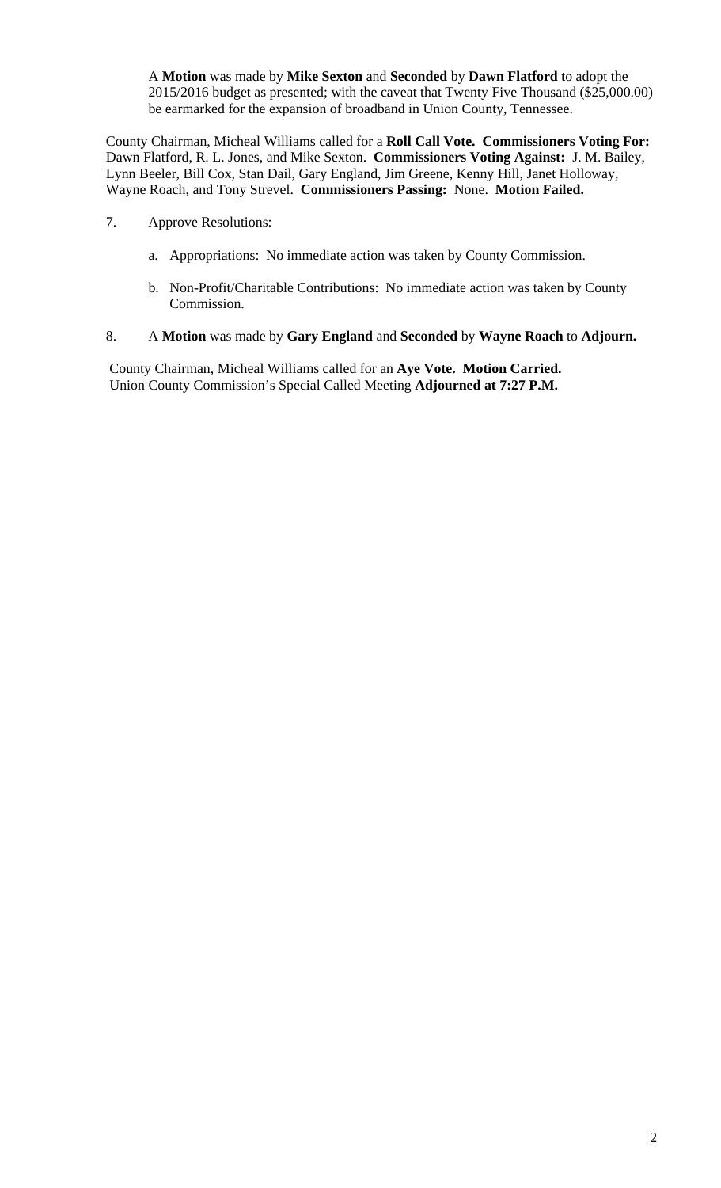A **Motion** was made by **Mike Sexton** and **Seconded** by **Dawn Flatford** to adopt the 2015/2016 budget as presented; with the caveat that Twenty Five Thousand ($25,000.00) be earmarked for the expansion of broadband in Union County, Tennessee.

County Chairman, Micheal Williams called for a **Roll Call Vote. Commissioners Voting For:** Dawn Flatford, R. L. Jones, and Mike Sexton. **Commissioners Voting Against:** J. M. Bailey, Lynn Beeler, Bill Cox, Stan Dail, Gary England, Jim Greene, Kenny Hill, Janet Holloway, Wayne Roach, and Tony Strevel. **Commissioners Passing:** None. **Motion Failed.**

7. Approve Resolutions:

   a. Appropriations: No immediate action was taken by County Commission.

   b. Non-Profit/Charitable Contributions: No immediate action was taken by County Commission.

8. A **Motion** was made by **Gary England** and **Seconded** by **Wayne Roach** to **Adjourn.**

County Chairman, Micheal Williams called for an **Aye Vote. Motion Carried.**
Union County Commission's Special Called Meeting **Adjourned at 7:27 P.M.**